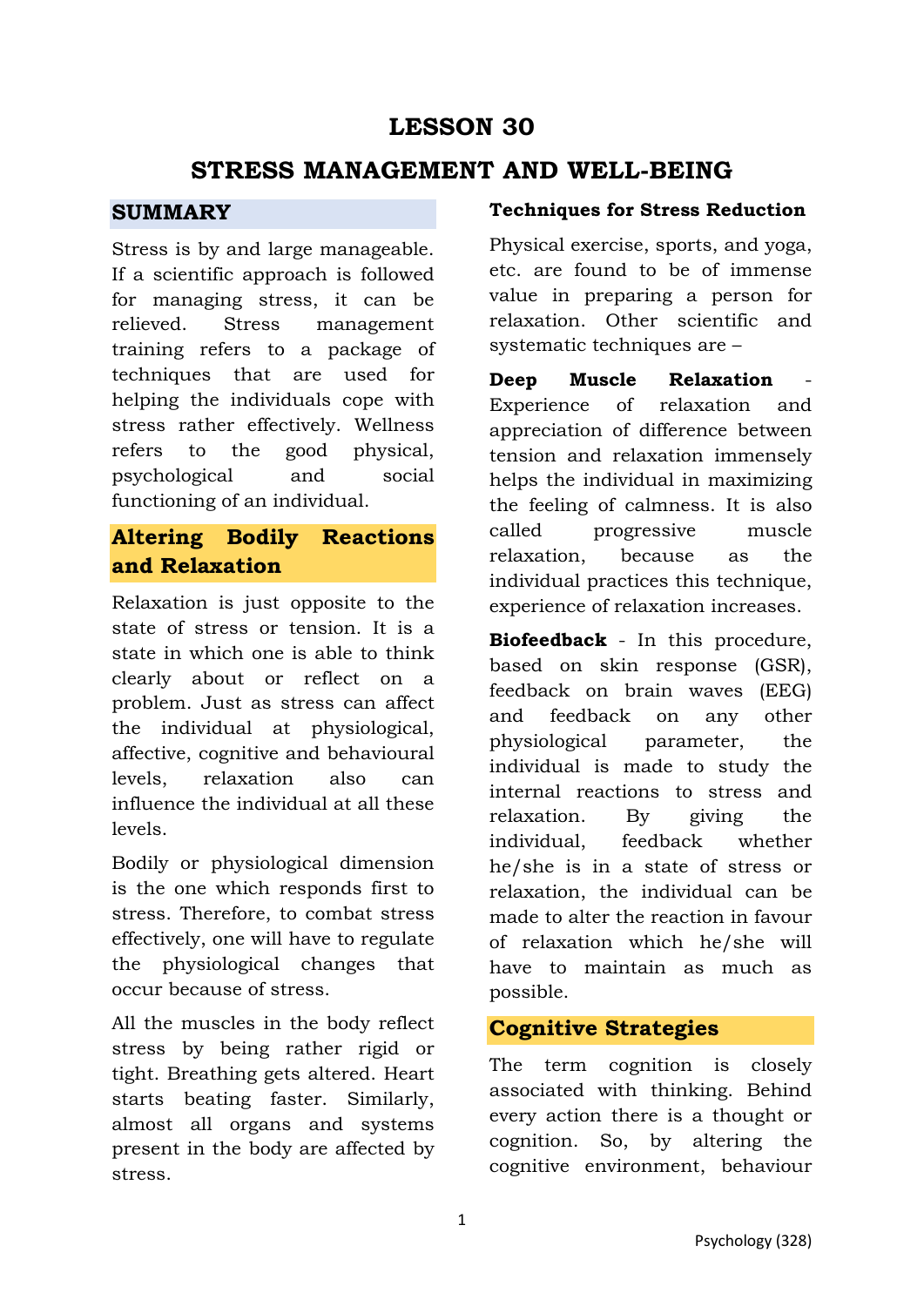# LESSON 30

# STRESS MANAGEMENT AND WELL-BEING

## SUMMARY

Stress is by and large manageable. If a scientific approach is followed for managing stress, it can be relieved. Stress management training refers to a package of techniques that are used for helping the individuals cope with stress rather effectively. Wellness refers to the good physical, psychological and social functioning of an individual.

## Altering Bodily Reactions and Relaxation

Relaxation is just opposite to the state of stress or tension. It is a state in which one is able to think clearly about or reflect on a problem. Just as stress can affect the individual at physiological, affective, cognitive and behavioural levels, relaxation also can influence the individual at all these levels.

Bodily or physiological dimension is the one which responds first to stress. Therefore, to combat stress effectively, one will have to regulate the physiological changes that occur because of stress.

All the muscles in the body reflect stress by being rather rigid or tight. Breathing gets altered. Heart starts beating faster. Similarly, almost all organs and systems present in the body are affected by stress.

### Techniques for Stress Reduction

Physical exercise, sports, and yoga, etc. are found to be of immense value in preparing a person for relaxation. Other scientific and systematic techniques are –

**Deep Muscle Relaxation** - Experience of relaxation and appreciation of difference between tension and relaxation immensely helps the individual in maximizing the feeling of calmness. It is also called progressive muscle relaxation, because as the individual practices this technique, experience of relaxation increases.

**Biofeedback** - In this procedure, based on skin response (GSR), feedback on brain waves (EEG) and feedback on any other physiological parameter, the individual is made to study the internal reactions to stress and relaxation. By giving the individual, feedback whether he/she is in a state of stress or relaxation, the individual can be made to alter the reaction in favour of relaxation which he/she will have to maintain as much as possible.

## Cognitive Strategies

The term cognition is closely associated with thinking. Behind every action there is a thought or cognition. So, by altering the cognitive environment, behaviour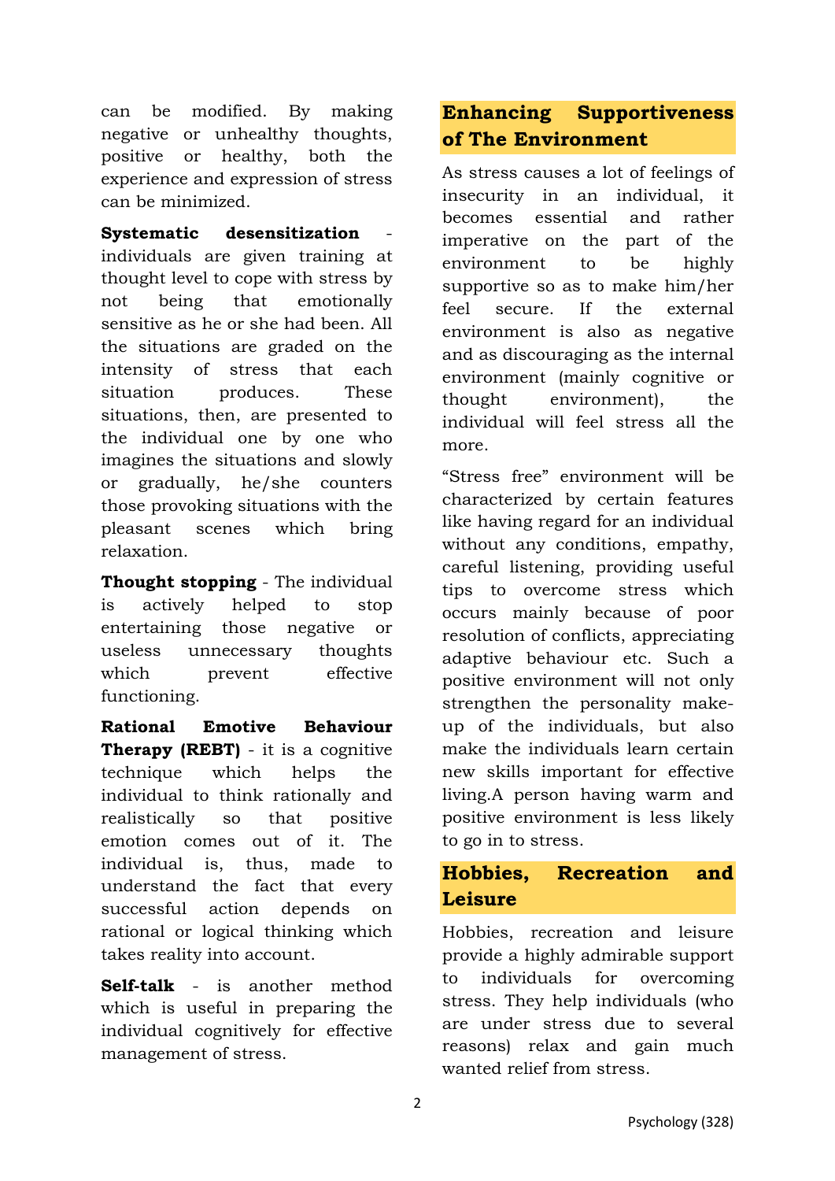can be modified. By making negative or unhealthy thoughts, positive or healthy, both the experience and expression of stress can be minimized.

**Systematic desensitization** - individuals are given training at thought level to cope with stress by not being that emotionally sensitive as he or she had been. All the situations are graded on the intensity of stress that each situation produces. These situations, then, are presented to the individual one by one who imagines the situations and slowly or gradually, he/she counters those provoking situations with the pleasant scenes which bring relaxation.

**Thought stopping** - The individual is actively helped to stop entertaining those negative or useless unnecessary thoughts which prevent effective functioning.

**Rational Emotive Behaviour Therapy (REBT)** - it is a cognitive technique which helps the individual to think rationally and realistically so that positive emotion comes out of it. The individual is, thus, made to understand the fact that every successful action depends on rational or logical thinking which takes reality into account.

**Self-talk** - is another method which is useful in preparing the individual cognitively for effective management of stress.

## Enhancing Supportiveness of The Environment

As stress causes a lot of feelings of insecurity in an individual, it becomes essential and rather imperative on the part of the environment to be highly supportive so as to make him/her feel secure. If the external environment is also as negative and as discouraging as the internal environment (mainly cognitive or thought environment), the individual will feel stress all the more.

"Stress free" environment will be characterized by certain features like having regard for an individual without any conditions, empathy, careful listening, providing useful tips to overcome stress which occurs mainly because of poor resolution of conflicts, appreciating adaptive behaviour etc. Such a positive environment will not only strengthen the personality make-up of the individuals, but also make the individuals learn certain new skills important for effective living.A person having warm and positive environment is less likely to go in to stress.

## Hobbies, Recreation and Leisure

Hobbies, recreation and leisure provide a highly admirable support to individuals for overcoming stress. They help individuals (who are under stress due to several reasons) relax and gain much wanted relief from stress.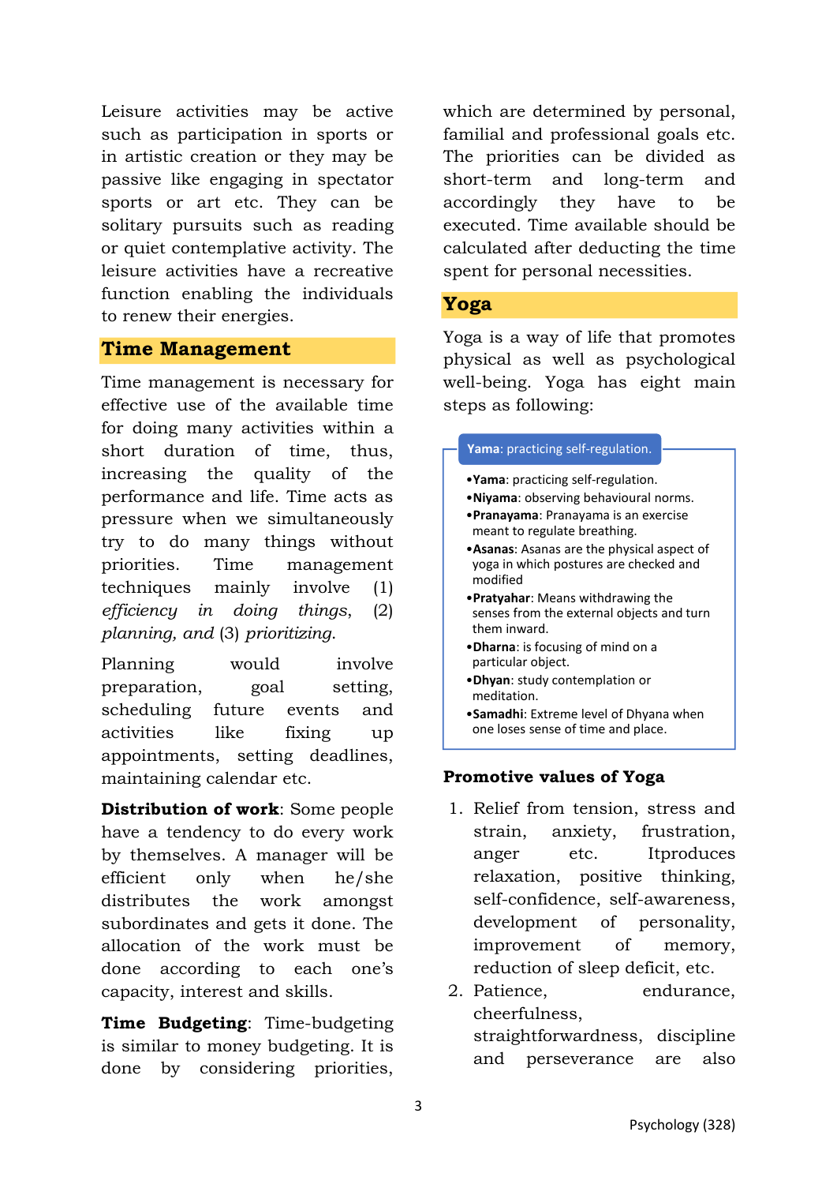Leisure activities may be active such as participation in sports or in artistic creation or they may be passive like engaging in spectator sports or art etc. They can be solitary pursuits such as reading or quiet contemplative activity. The leisure activities have a recreative function enabling the individuals to renew their energies.

## Time Management

Time management is necessary for effective use of the available time for doing many activities within a short duration of time, thus, increasing the quality of the performance and life. Time acts as pressure when we simultaneously try to do many things without priorities. Time management techniques mainly involve (1) *efficiency in doing things*, (2) *planning, and* (3) *prioritizing*.

Planning would involve preparation, goal setting, scheduling future events and activities like fixing up appointments, setting deadlines, maintaining calendar etc.

**Distribution of work**: Some people have a tendency to do every work by themselves. A manager will be efficient only when he/she distributes the work amongst subordinates and gets it done. The allocation of the work must be done according to each one's capacity, interest and skills.

**Time Budgeting**: Time-budgeting is similar to money budgeting. It is done by considering priorities, which are determined by personal, familial and professional goals etc. The priorities can be divided as short-term and long-term and accordingly they have to be executed. Time available should be calculated after deducting the time spent for personal necessities.

## Yoga

Yoga is a way of life that promotes physical as well as psychological well-being. Yoga has eight main steps as following:

**Yama**: practicing self-regulation.

- **Yama**: practicing self-regulation.
- **Niyama**: observing behavioural norms.
- **Pranayama**: Pranayama is an exercise meant to regulate breathing.
- **Asanas**: Asanas are the physical aspect of yoga in which postures are checked and modified
- **Pratyahar**: Means withdrawing the senses from the external objects and turn them inward.
- **Dharna**: is focusing of mind on a particular object.
- **Dhyan**: study contemplation or meditation.
- **Samadhi**: Extreme level of Dhyana when one loses sense of time and place.

### Promotive values of Yoga

1. Relief from tension, stress and strain, anxiety, frustration, anger etc. Itproduces relaxation, positive thinking, self-confidence, self-awareness, development of personality, improvement of memory, reduction of sleep deficit, etc.
2. Patience, endurance, cheerfulness, straightforwardness, discipline and perseverance are also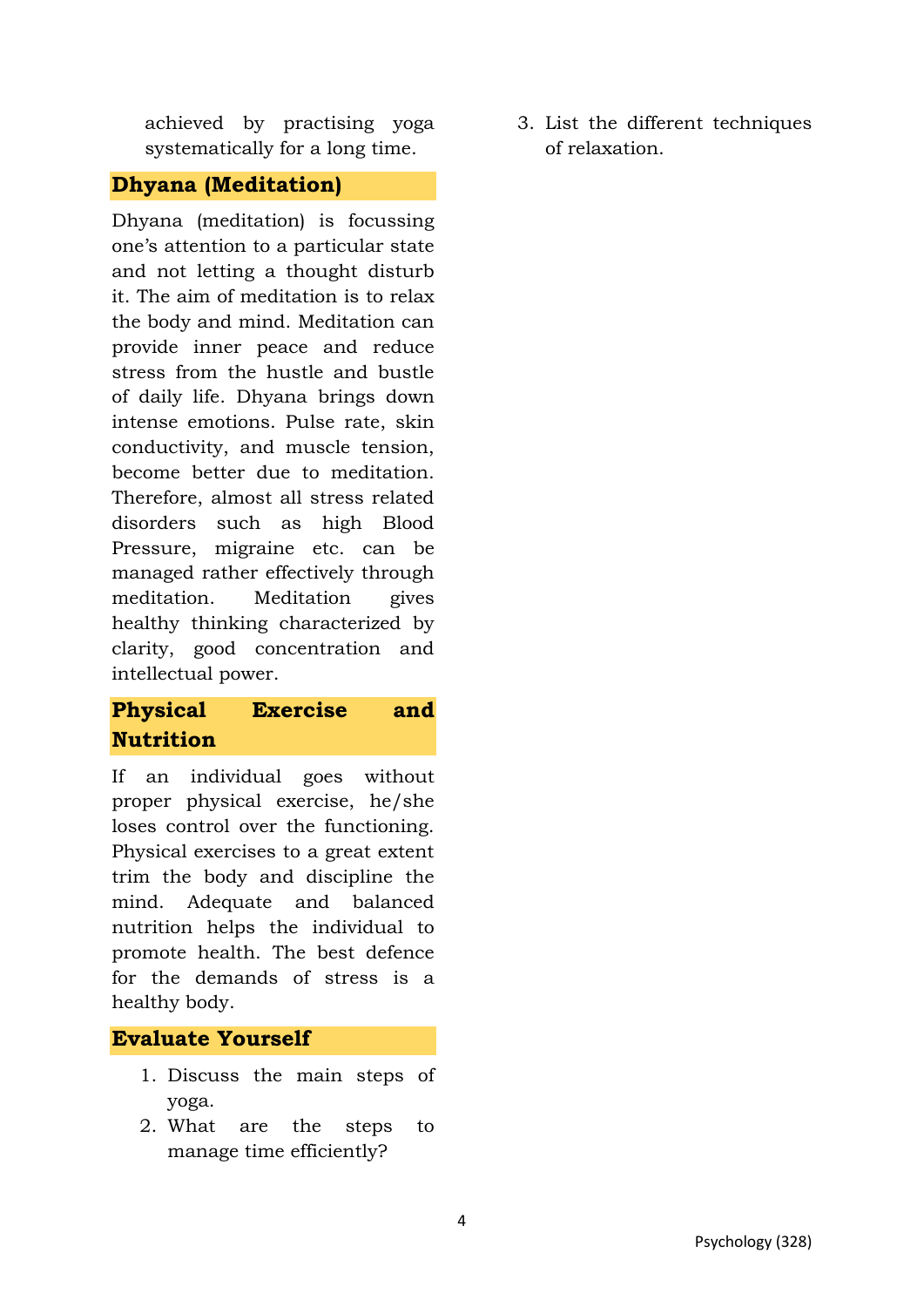achieved by practising yoga systematically for a long time.

## Dhyana (Meditation)

Dhyana (meditation) is focussing one's attention to a particular state and not letting a thought disturb it. The aim of meditation is to relax the body and mind. Meditation can provide inner peace and reduce stress from the hustle and bustle of daily life. Dhyana brings down intense emotions. Pulse rate, skin conductivity, and muscle tension, become better due to meditation. Therefore, almost all stress related disorders such as high Blood Pressure, migraine etc. can be managed rather effectively through meditation. Meditation gives healthy thinking characterized by clarity, good concentration and intellectual power.

## Physical Exercise and Nutrition

If an individual goes without proper physical exercise, he/she loses control over the functioning. Physical exercises to a great extent trim the body and discipline the mind. Adequate and balanced nutrition helps the individual to promote health. The best defence for the demands of stress is a healthy body.

## Evaluate Yourself

1. Discuss the main steps of yoga.
2. What are the steps to manage time efficiently?
3. List the different techniques of relaxation.